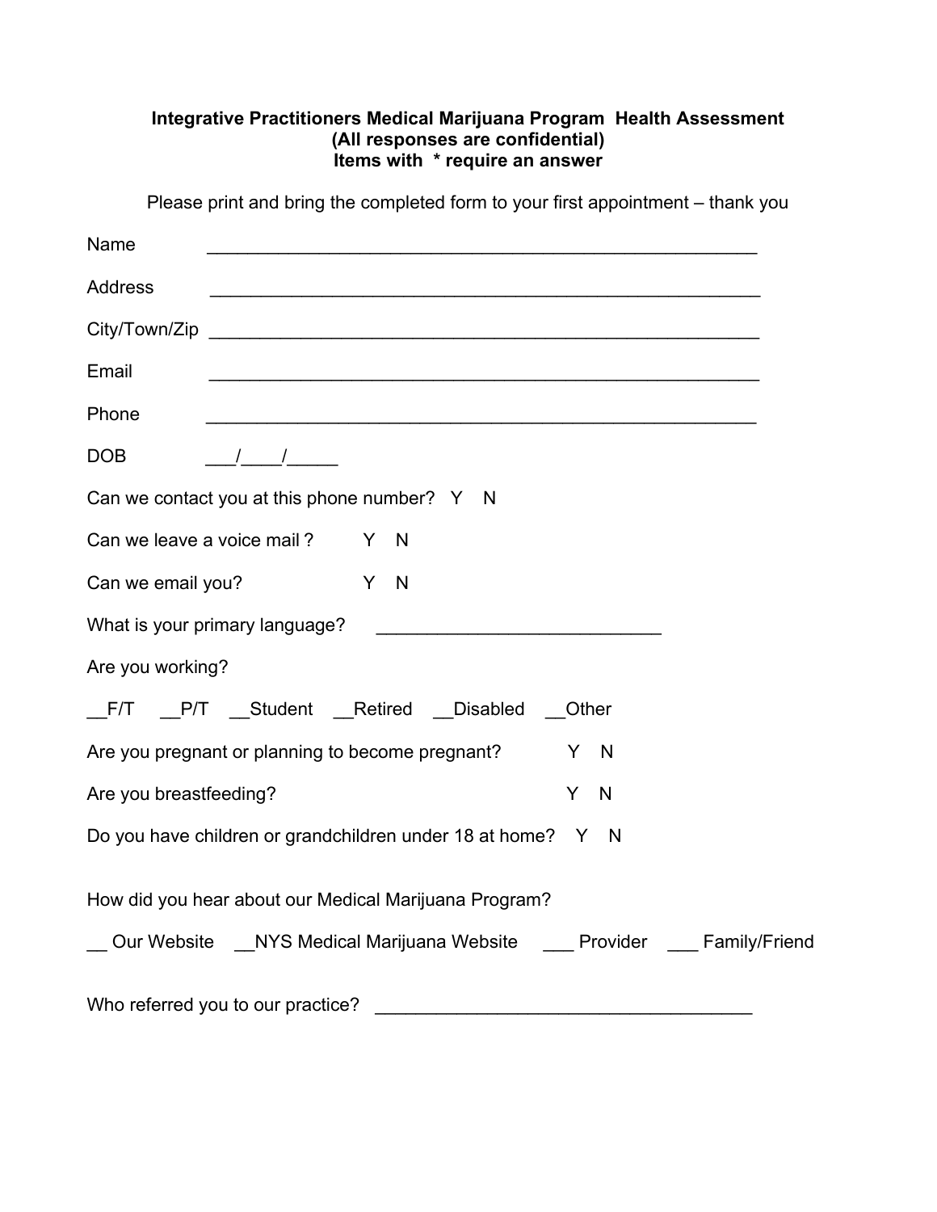**Integrative Practitioners Medical Marijuana Program Health Assessment**
**(All responses are confidential)**
**Items with * require an answer**

Please print and bring the completed form to your first appointment – thank you

Name ________________________________________________________

Address ________________________________________________________

City/Town/Zip ________________________________________________________

Email ________________________________________________________

Phone ________________________________________________________

DOB ___/____/_____

Can we contact you at this phone number? Y N

Can we leave a voice mail ? Y N

Can we email you? Y N

What is your primary language? ____________________________

Are you working?

__F/T __P/T __Student __Retired __Disabled __Other

Are you pregnant or planning to become pregnant? Y N

Are you breastfeeding? Y N

Do you have children or grandchildren under 18 at home? Y N

How did you hear about our Medical Marijuana Program?

__ Our Website __NYS Medical Marijuana Website ___ Provider ___ Family/Friend

Who referred you to our practice? ______________________________________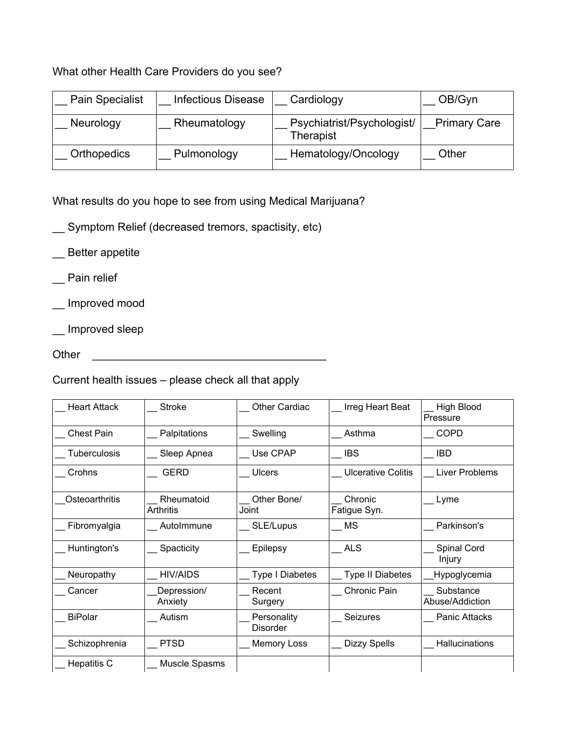What other Health Care Providers do you see?

| | | | |
|---|---|---|---|
| __ Pain Specialist | __ Infectious Disease | __ Cardiology | __ OB/Gyn |
| __ Neurology | __ Rheumatology | __ Psychiatrist/Psychologist/ Therapist | __Primary Care |
| __ Orthopedics | __ Pulmonology | __ Hematology/Oncology | __ Other |

What results do you hope to see from using Medical Marijuana?

__ Symptom Relief (decreased tremors, spactisity, etc)

__ Better appetite

__ Pain relief

__ Improved mood

__ Improved sleep

Other ______________________________________

Current health issues – please check all that apply

| | | | | |
|---|---|---|---|---|
| __ Heart Attack | __ Stroke | __ Other Cardiac | __ Irreg Heart Beat | __ High Blood Pressure |
| __ Chest Pain | __ Palpitations | __ Swelling | __ Asthma | __ COPD |
| __ Tuberculosis | __ Sleep Apnea | __ Use CPAP | __ IBS | __ IBD |
| __ Crohns | __ GERD | __ Ulcers | __ Ulcerative Colitis | __ Liver Problems |
| __Osteoarthritis | __ Rheumatoid Arthritis | __ Other Bone/ Joint | __ Chronic Fatigue Syn. | __ Lyme |
| __ Fibromyalgia | __ AutoImmune | __ SLE/Lupus | __ MS | __ Parkinson's |
| __ Huntington's | __ Spacticity | __ Epilepsy | __ ALS | __ Spinal Cord Injury |
| __ Neuropathy | __ HIV/AIDS | __ Type I Diabetes | __ Type II Diabetes | __Hypoglycemia |
| __ Cancer | __Depression/ Anxiety | __ Recent Surgery | __ Chronic Pain | __ Substance Abuse/Addiction |
| __ BiPolar | __ Autism | __ Personality Disorder | __ Seizures | __ Panic Attacks |
| __ Schizophrenia | __ PTSD | __ Memory Loss | __ Dizzy Spells | __ Hallucinations |
| __ Hepatitis C | __ Muscle Spasms | | | |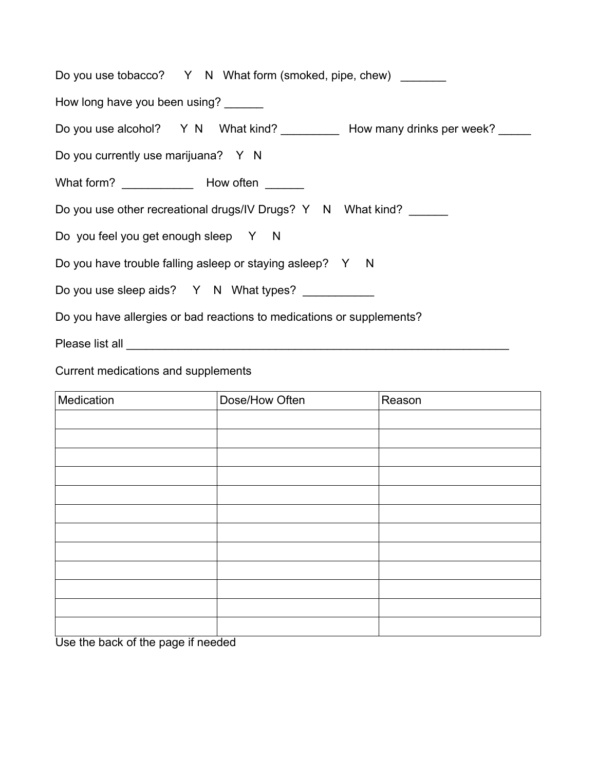Do you use tobacco? Y N What form (smoked, pipe, chew) _______

How long have you been using? ______

Do you use alcohol? Y N What kind? _________ How many drinks per week? _____

Do you currently use marijuana? Y N

What form? ___________ How often ______

Do you use other recreational drugs/IV Drugs? Y N What kind? ______

Do you feel you get enough sleep Y N

Do you have trouble falling asleep or staying asleep? Y N

Do you use sleep aids? Y N What types? ___________

Do you have allergies or bad reactions to medications or supplements?

Please list all ____________________________________________________________

Current medications and supplements

| Medication | Dose/How Often | Reason |
| --- | --- | --- |
| | | |
| | | |
| | | |
| | | |
| | | |
| | | |
| | | |
| | | |
| | | |
| | | |
| | | |
| | | |

Use the back of the page if needed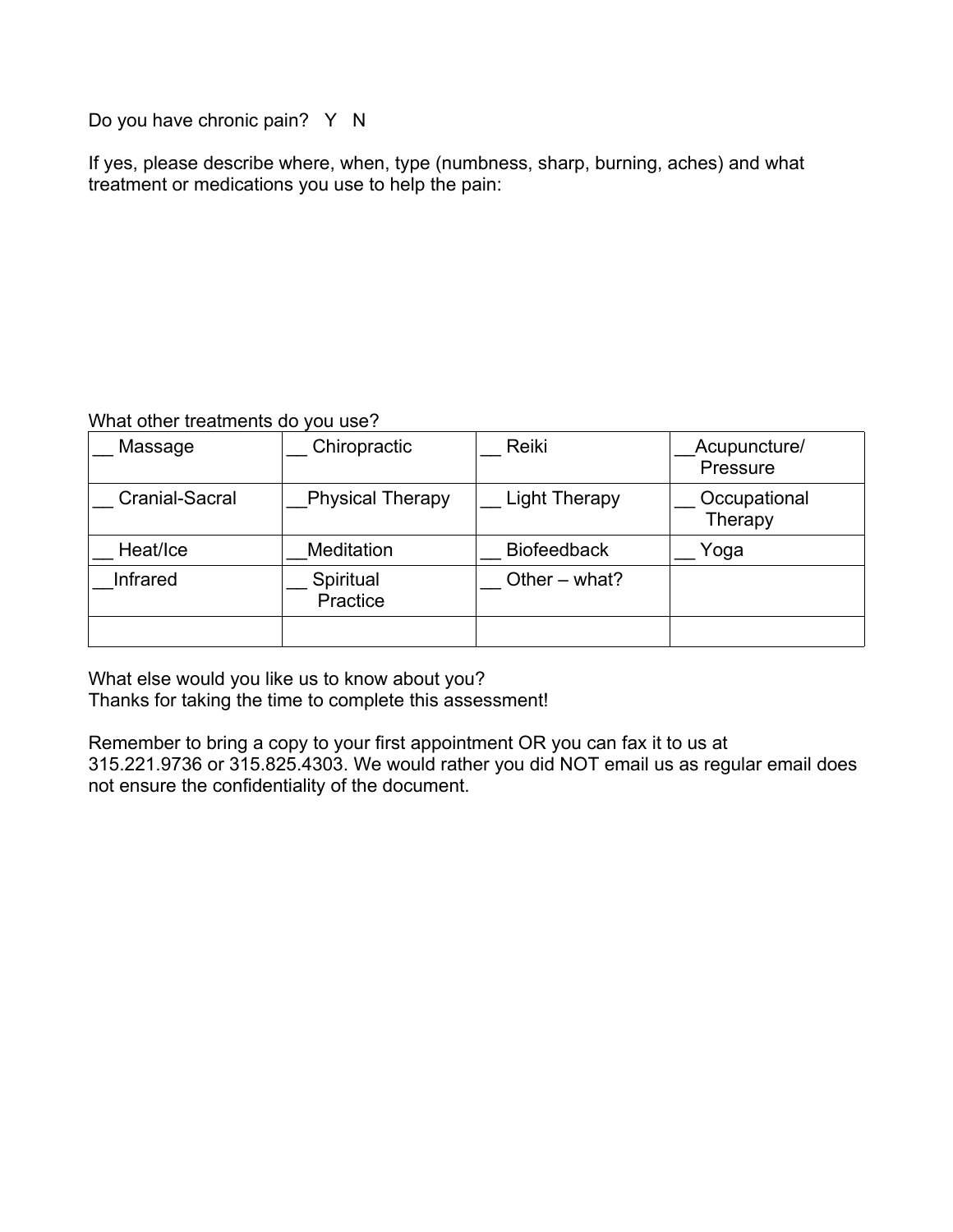Do you have chronic pain? Y N

If yes, please describe where, when, type (numbness, sharp, burning, aches) and what treatment or medications you use to help the pain:

What other treatments do you use?

| | | | |
|---|---|---|---|
| __ Massage | __ Chiropractic | __ Reiki | __Acupuncture/ Pressure |
| __ Cranial-Sacral | __Physical Therapy | __ Light Therapy | __ Occupational Therapy |
| __ Heat/Ice | __Meditation | __ Biofeedback | __ Yoga |
| __Infrared | __ Spiritual Practice | __ Other – what? | |
| | | | |

What else would you like us to know about you?
Thanks for taking the time to complete this assessment!

Remember to bring a copy to your first appointment OR you can fax it to us at 315.221.9736 or 315.825.4303. We would rather you did NOT email us as regular email does not ensure the confidentiality of the document.